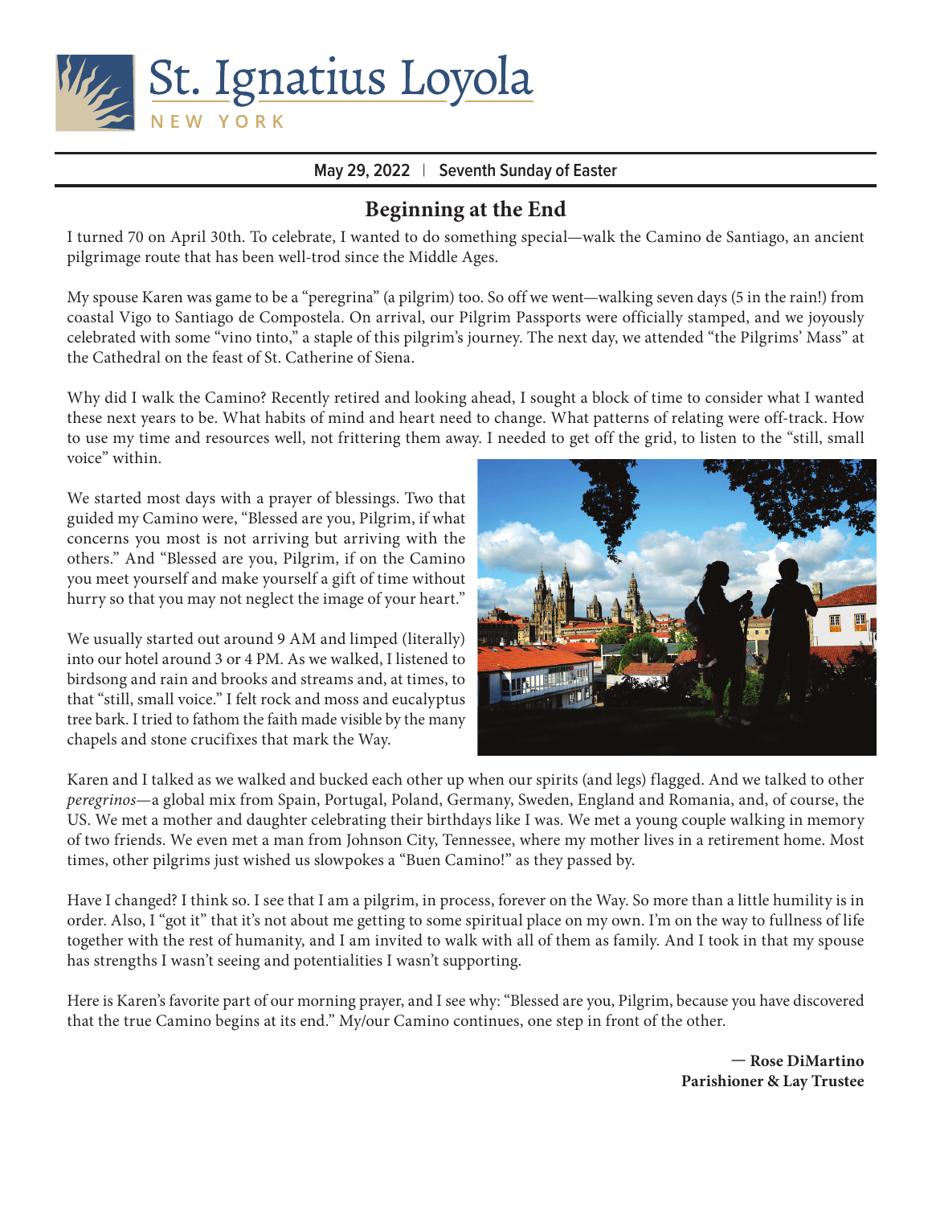# St. Ignatius Loyola

NEW YORK

**May 29, 2022 | Seventh Sunday of Easter**

## Beginning at the End

I turned 70 on April 30th. To celebrate, I wanted to do something special—walk the Camino de Santiago, an ancient pilgrimage route that has been well-trod since the Middle Ages.

My spouse Karen was game to be a "peregrina" (a pilgrim) too. So off we went—walking seven days (5 in the rain!) from coastal Vigo to Santiago de Compostela. On arrival, our Pilgrim Passports were officially stamped, and we joyously celebrated with some "vino tinto," a staple of this pilgrim's journey. The next day, we attended "the Pilgrims' Mass" at the Cathedral on the feast of St. Catherine of Siena.

Why did I walk the Camino? Recently retired and looking ahead, I sought a block of time to consider what I wanted these next years to be. What habits of mind and heart need to change. What patterns of relating were off-track. How to use my time and resources well, not frittering them away. I needed to get off the grid, to listen to the "still, small voice" within.

We started most days with a prayer of blessings. Two that guided my Camino were, "Blessed are you, Pilgrim, if what concerns you most is not arriving but arriving with the others." And "Blessed are you, Pilgrim, if on the Camino you meet yourself and make yourself a gift of time without hurry so that you may not neglect the image of your heart."

We usually started out around 9 AM and limped (literally) into our hotel around 3 or 4 PM. As we walked, I listened to birdsong and rain and brooks and streams and, at times, to that "still, small voice." I felt rock and moss and eucalyptus tree bark. I tried to fathom the faith made visible by the many chapels and stone crucifixes that mark the Way.

Karen and I talked as we walked and bucked each other up when our spirits (and legs) flagged. And we talked to other *peregrinos*—a global mix from Spain, Portugal, Poland, Germany, Sweden, England and Romania, and, of course, the US. We met a mother and daughter celebrating their birthdays like I was. We met a young couple walking in memory of two friends. We even met a man from Johnson City, Tennessee, where my mother lives in a retirement home. Most times, other pilgrims just wished us slowpokes a "Buen Camino!" as they passed by.

Have I changed? I think so. I see that I am a pilgrim, in process, forever on the Way. So more than a little humility is in order. Also, I "got it" that it's not about me getting to some spiritual place on my own. I'm on the way to fullness of life together with the rest of humanity, and I am invited to walk with all of them as family. And I took in that my spouse has strengths I wasn't seeing and potentialities I wasn't supporting.

Here is Karen's favorite part of our morning prayer, and I see why: "Blessed are you, Pilgrim, because you have discovered that the true Camino begins at its end." My/our Camino continues, one step in front of the other.

**— Rose DiMartino**
**Parishioner & Lay Trustee**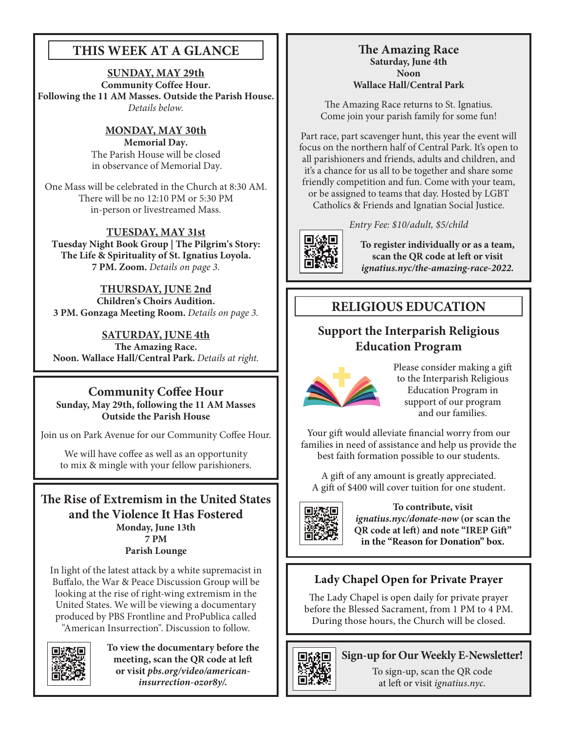## THIS WEEK AT A GLANCE

**SUNDAY, MAY 29th**
**Community Coffee Hour.**
**Following the 11 AM Masses. Outside the Parish House.**
*Details below.*

**MONDAY, MAY 30th**
**Memorial Day.**
The Parish House will be closed in observance of Memorial Day.

One Mass will be celebrated in the Church at 8:30 AM. There will be no 12:10 PM or 5:30 PM in-person or livestreamed Mass.

**TUESDAY, MAY 31st**
**Tuesday Night Book Group | The Pilgrim's Story: The Life & Spirituality of St. Ignatius Loyola.**
**7 PM. Zoom.** *Details on page 3.*

**THURSDAY, JUNE 2nd**
**Children's Choirs Audition.**
**3 PM. Gonzaga Meeting Room.** *Details on page 3.*

**SATURDAY, JUNE 4th**
**The Amazing Race.**
**Noon. Wallace Hall/Central Park.** *Details at right.*

## Community Coffee Hour

**Sunday, May 29th, following the 11 AM Masses**
**Outside the Parish House**

Join us on Park Avenue for our Community Coffee Hour.

We will have coffee as well as an opportunity to mix & mingle with your fellow parishioners.

## The Rise of Extremism in the United States and the Violence It Has Fostered

**Monday, June 13th**
**7 PM**
**Parish Lounge**

In light of the latest attack by a white supremacist in Buffalo, the War & Peace Discussion Group will be looking at the rise of right-wing extremism in the United States. We will be viewing a documentary produced by PBS Frontline and ProPublica called "American Insurrection". Discussion to follow.

**To view the documentary before the meeting, scan the QR code at left or visit *pbs.org/video/american-insurrection-ozor8y/.***

## The Amazing Race

**Saturday, June 4th**
**Noon**
**Wallace Hall/Central Park**

The Amazing Race returns to St. Ignatius. Come join your parish family for some fun!

Part race, part scavenger hunt, this year the event will focus on the northern half of Central Park. It's open to all parishioners and friends, adults and children, and it's a chance for us all to be together and share some friendly competition and fun. Come with your team, or be assigned to teams that day. Hosted by LGBT Catholics & Friends and Ignatian Social Justice.

*Entry Fee: $10/adult, $5/child*

**To register individually or as a team, scan the QR code at left or visit *ignatius.nyc/the-amazing-race-2022.***

## RELIGIOUS EDUCATION

### Support the Interparish Religious Education Program

Please consider making a gift to the Interparish Religious Education Program in support of our program and our families.

Your gift would alleviate financial worry from our families in need of assistance and help us provide the best faith formation possible to our students.

A gift of any amount is greatly appreciated. A gift of $400 will cover tuition for one student.

**To contribute, visit *ignatius.nyc/donate-now* (or scan the QR code at left) and note "IREP Gift" in the "Reason for Donation" box.**

## Lady Chapel Open for Private Prayer

The Lady Chapel is open daily for private prayer before the Blessed Sacrament, from 1 PM to 4 PM. During those hours, the Church will be closed.

## Sign-up for Our Weekly E-Newsletter!

To sign-up, scan the QR code at left or visit *ignatius.nyc.*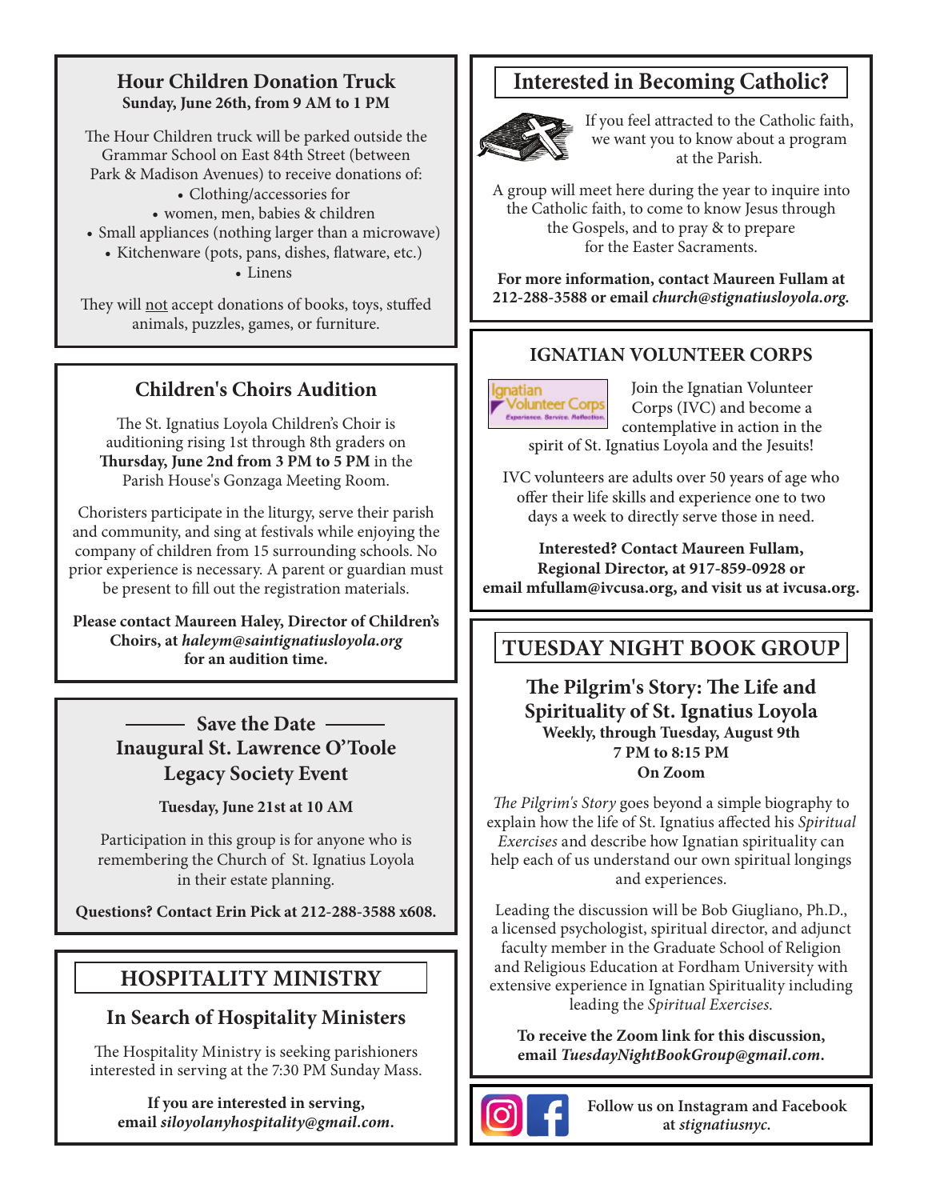## Hour Children Donation Truck

**Sunday, June 26th, from 9 AM to 1 PM**

The Hour Children truck will be parked outside the Grammar School on East 84th Street (between Park & Madison Avenues) to receive donations of:

- Clothing/accessories for
- women, men, babies & children
- Small appliances (nothing larger than a microwave)
- Kitchenware (pots, pans, dishes, flatware, etc.)
- Linens

They will not accept donations of books, toys, stuffed animals, puzzles, games, or furniture.

## Children's Choirs Audition

The St. Ignatius Loyola Children's Choir is auditioning rising 1st through 8th graders on **Thursday, June 2nd from 3 PM to 5 PM** in the Parish House's Gonzaga Meeting Room.

Choristers participate in the liturgy, serve their parish and community, and sing at festivals while enjoying the company of children from 15 surrounding schools. No prior experience is necessary. A parent or guardian must be present to fill out the registration materials.

**Please contact Maureen Haley, Director of Children's Choirs, at *haleym@saintignatiusloyola.org* for an audition time.**

## Save the Date

## Inaugural St. Lawrence O'Toole Legacy Society Event

**Tuesday, June 21st at 10 AM**

Participation in this group is for anyone who is remembering the Church of St. Ignatius Loyola in their estate planning.

**Questions? Contact Erin Pick at 212-288-3588 x608.**

## HOSPITALITY MINISTRY

### In Search of Hospitality Ministers

The Hospitality Ministry is seeking parishioners interested in serving at the 7:30 PM Sunday Mass.

**If you are interested in serving, email *siloyolanyhospitality@gmail.com*.**

## Interested in Becoming Catholic?

If you feel attracted to the Catholic faith, we want you to know about a program at the Parish.

A group will meet here during the year to inquire into the Catholic faith, to come to know Jesus through the Gospels, and to pray & to prepare for the Easter Sacraments.

**For more information, contact Maureen Fullam at 212-288-3588 or email *church@stignatiusloyola.org*.**

## IGNATIAN VOLUNTEER CORPS

Join the Ignatian Volunteer Corps (IVC) and become a contemplative in action in the spirit of St. Ignatius Loyola and the Jesuits!

IVC volunteers are adults over 50 years of age who offer their life skills and experience one to two days a week to directly serve those in need.

**Interested? Contact Maureen Fullam, Regional Director, at 917-859-0928 or email mfullam@ivcusa.org, and visit us at ivcusa.org.**

## TUESDAY NIGHT BOOK GROUP

### The Pilgrim's Story: The Life and Spirituality of St. Ignatius Loyola

**Weekly, through Tuesday, August 9th**
**7 PM to 8:15 PM**
**On Zoom**

*The Pilgrim's Story* goes beyond a simple biography to explain how the life of St. Ignatius affected his *Spiritual Exercises* and describe how Ignatian spirituality can help each of us understand our own spiritual longings and experiences.

Leading the discussion will be Bob Giugliano, Ph.D., a licensed psychologist, spiritual director, and adjunct faculty member in the Graduate School of Religion and Religious Education at Fordham University with extensive experience in Ignatian Spirituality including leading the *Spiritual Exercises*.

**To receive the Zoom link for this discussion, email *TuesdayNightBookGroup@gmail.com*.**

**Follow us on Instagram and Facebook at *stignatiusnyc*.**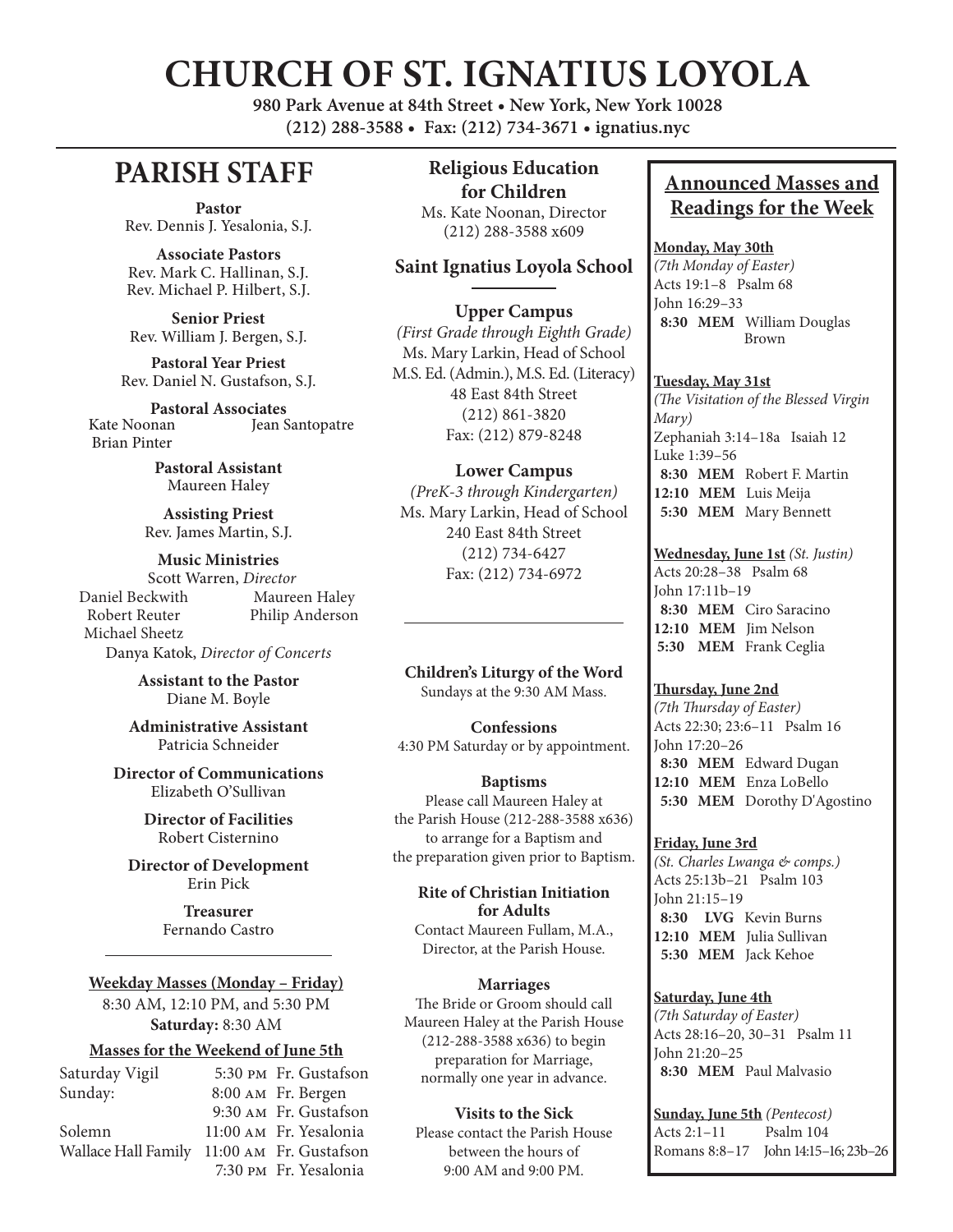// not needed
# CHURCH OF ST. IGNATIUS LOYOLA

**980 Park Avenue at 84th Street • New York, New York 10028**
**(212) 288-3588 • Fax: (212) 734-3671 • ignatius.nyc**

## PARISH STAFF

**Pastor**
Rev. Dennis J. Yesalonia, S.J.

**Associate Pastors**
Rev. Mark C. Hallinan, S.J.
Rev. Michael P. Hilbert, S.J.

**Senior Priest**
Rev. William J. Bergen, S.J.

**Pastoral Year Priest**
Rev. Daniel N. Gustafson, S.J.

**Pastoral Associates**
Kate Noonan
Jean Santopatre
Brian Pinter

**Pastoral Assistant**
Maureen Haley

**Assisting Priest**
Rev. James Martin, S.J.

**Music Ministries**
Scott Warren, *Director*
Daniel Beckwith
Maureen Haley
Robert Reuter
Philip Anderson
Michael Sheetz
Danya Katok, *Director of Concerts*

**Assistant to the Pastor**
Diane M. Boyle

**Administrative Assistant**
Patricia Schneider

**Director of Communications**
Elizabeth O'Sullivan

**Director of Facilities**
Robert Cisternino

**Director of Development**
Erin Pick

**Treasurer**
Fernando Castro

**Weekday Masses (Monday – Friday)**
8:30 AM, 12:10 PM, and 5:30 PM
**Saturday:** 8:30 AM

**Masses for the Weekend of June 5th**

| | | |
|---|---|---|
| Saturday Vigil | 5:30 PM | Fr. Gustafson |
| Sunday: | 8:00 AM | Fr. Bergen |
| | 9:30 AM | Fr. Gustafson |
| Solemn | 11:00 AM | Fr. Yesalonia |
| Wallace Hall Family | 11:00 AM | Fr. Gustafson |
| | 7:30 PM | Fr. Yesalonia |

**Religious Education for Children**
Ms. Kate Noonan, Director
(212) 288-3588 x609

### Saint Ignatius Loyola School

**Upper Campus**
*(First Grade through Eighth Grade)*
Ms. Mary Larkin, Head of School
M.S. Ed. (Admin.), M.S. Ed. (Literacy)
48 East 84th Street
(212) 861-3820
Fax: (212) 879-8248

**Lower Campus**
*(PreK-3 through Kindergarten)*
Ms. Mary Larkin, Head of School
240 East 84th Street
(212) 734-6427
Fax: (212) 734-6972

**Children's Liturgy of the Word**
Sundays at the 9:30 AM Mass.

**Confessions**
4:30 PM Saturday or by appointment.

**Baptisms**
Please call Maureen Haley at the Parish House (212-288-3588 x636) to arrange for a Baptism and the preparation given prior to Baptism.

**Rite of Christian Initiation for Adults**
Contact Maureen Fullam, M.A., Director, at the Parish House.

**Marriages**
The Bride or Groom should call Maureen Haley at the Parish House (212-288-3588 x636) to begin preparation for Marriage, normally one year in advance.

**Visits to the Sick**
Please contact the Parish House between the hours of 9:00 AM and 9:00 PM.

## Announced Masses and Readings for the Week

**Monday, May 30th**
*(7th Monday of Easter)*
Acts 19:1–8 Psalm 68
John 16:29–33
**8:30 MEM** William Douglas Brown

**Tuesday, May 31st**
*(The Visitation of the Blessed Virgin Mary)*
Zephaniah 3:14–18a Isaiah 12
Luke 1:39–56
**8:30 MEM** Robert F. Martin
**12:10 MEM** Luis Meija
**5:30 MEM** Mary Bennett

**Wednesday, June 1st** *(St. Justin)*
Acts 20:28–38 Psalm 68
John 17:11b–19
**8:30 MEM** Ciro Saracino
**12:10 MEM** Jim Nelson
**5:30 MEM** Frank Ceglia

**Thursday, June 2nd**
*(7th Thursday of Easter)*
Acts 22:30; 23:6–11 Psalm 16
John 17:20–26
**8:30 MEM** Edward Dugan
**12:10 MEM** Enza LoBello
**5:30 MEM** Dorothy D'Agostino

**Friday, June 3rd**
*(St. Charles Lwanga & comps.)*
Acts 25:13b–21 Psalm 103
John 21:15–19
**8:30 LVG** Kevin Burns
**12:10 MEM** Julia Sullivan
**5:30 MEM** Jack Kehoe

**Saturday, June 4th**
*(7th Saturday of Easter)*
Acts 28:16–20, 30–31 Psalm 11
John 21:20–25
**8:30 MEM** Paul Malvasio

**Sunday, June 5th** *(Pentecost)*
Acts 2:1–11 Psalm 104
Romans 8:8–17 John 14:15–16; 23b–26